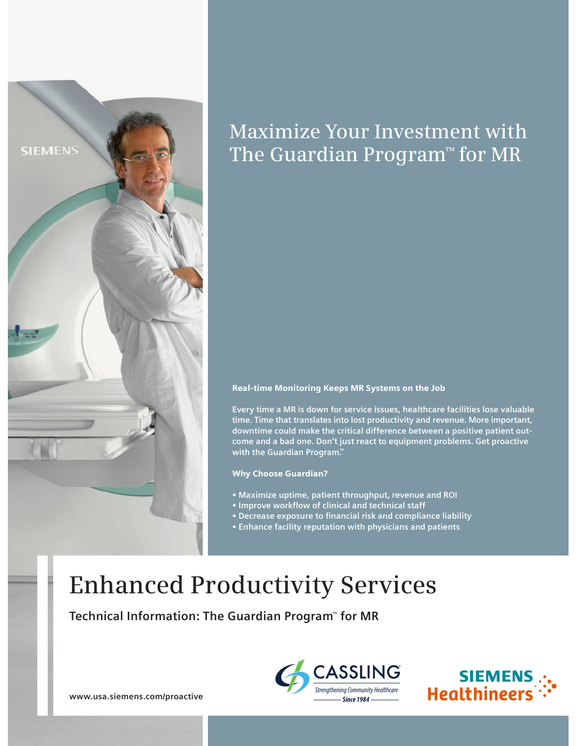# Maximize Your Investment with The Guardian Program™ for MR

**Real-time Monitoring Keeps MR Systems on the Job**

**Every time a MR is down for service issues, healthcare facilities lose valuable time. Time that translates into lost productivity and revenue. More important, downtime could make the critical difference between a positive patient outcome and a bad one. Don't just react to equipment problems. Get proactive with the Guardian Program.™**

**Why Choose Guardian?**

- **Maximize uptime, patient throughput, revenue and ROI**
- **Improve workflow of clinical and technical staff**
- **Decrease exposure to financial risk and compliance liability**
- **Enhance facility reputation with physicians and patients**

# Enhanced Productivity Services

**Technical Information: The Guardian Program™ for MR**

CASSLING
Strengthening Community Healthcare
Since 1984

SIEMENS Healthineers

www.usa.siemens.com/proactive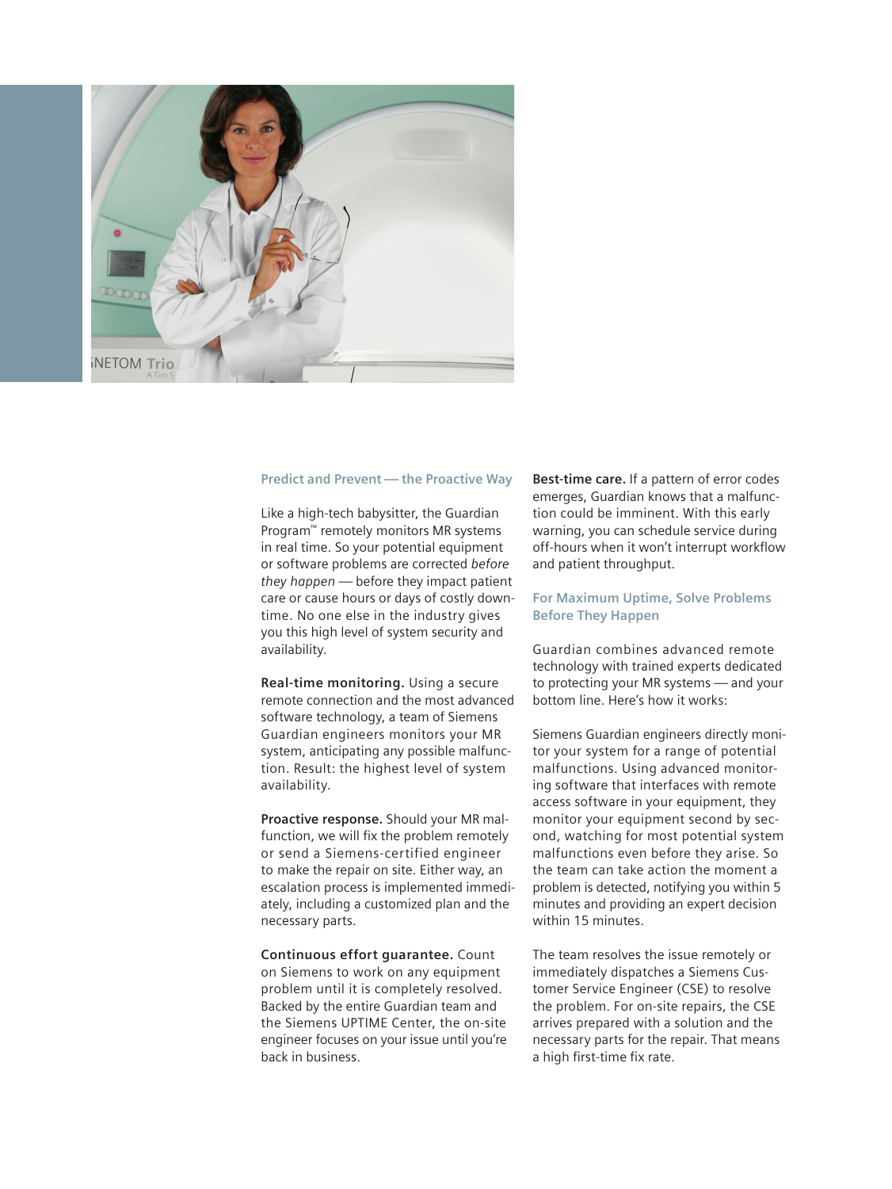## Predict and Prevent — the Proactive Way

Like a high-tech babysitter, the Guardian Program™ remotely monitors MR systems in real time. So your potential equipment or software problems are corrected *before they happen* — before they impact patient care or cause hours or days of costly downtime. No one else in the industry gives you this high level of system security and availability.

**Real-time monitoring.** Using a secure remote connection and the most advanced software technology, a team of Siemens Guardian engineers monitors your MR system, anticipating any possible malfunction. Result: the highest level of system availability.

**Proactive response.** Should your MR malfunction, we will fix the problem remotely or send a Siemens-certified engineer to make the repair on site. Either way, an escalation process is implemented immediately, including a customized plan and the necessary parts.

**Continuous effort guarantee.** Count on Siemens to work on any equipment problem until it is completely resolved. Backed by the entire Guardian team and the Siemens UPTIME Center, the on-site engineer focuses on your issue until you're back in business.

**Best-time care.** If a pattern of error codes emerges, Guardian knows that a malfunction could be imminent. With this early warning, you can schedule service during off-hours when it won't interrupt workflow and patient throughput.

## For Maximum Uptime, Solve Problems Before They Happen

Guardian combines advanced remote technology with trained experts dedicated to protecting your MR systems — and your bottom line. Here's how it works:

Siemens Guardian engineers directly monitor your system for a range of potential malfunctions. Using advanced monitoring software that interfaces with remote access software in your equipment, they monitor your equipment second by second, watching for most potential system malfunctions even before they arise. So the team can take action the moment a problem is detected, notifying you within 5 minutes and providing an expert decision within 15 minutes.

The team resolves the issue remotely or immediately dispatches a Siemens Customer Service Engineer (CSE) to resolve the problem. For on-site repairs, the CSE arrives prepared with a solution and the necessary parts for the repair. That means a high first-time fix rate.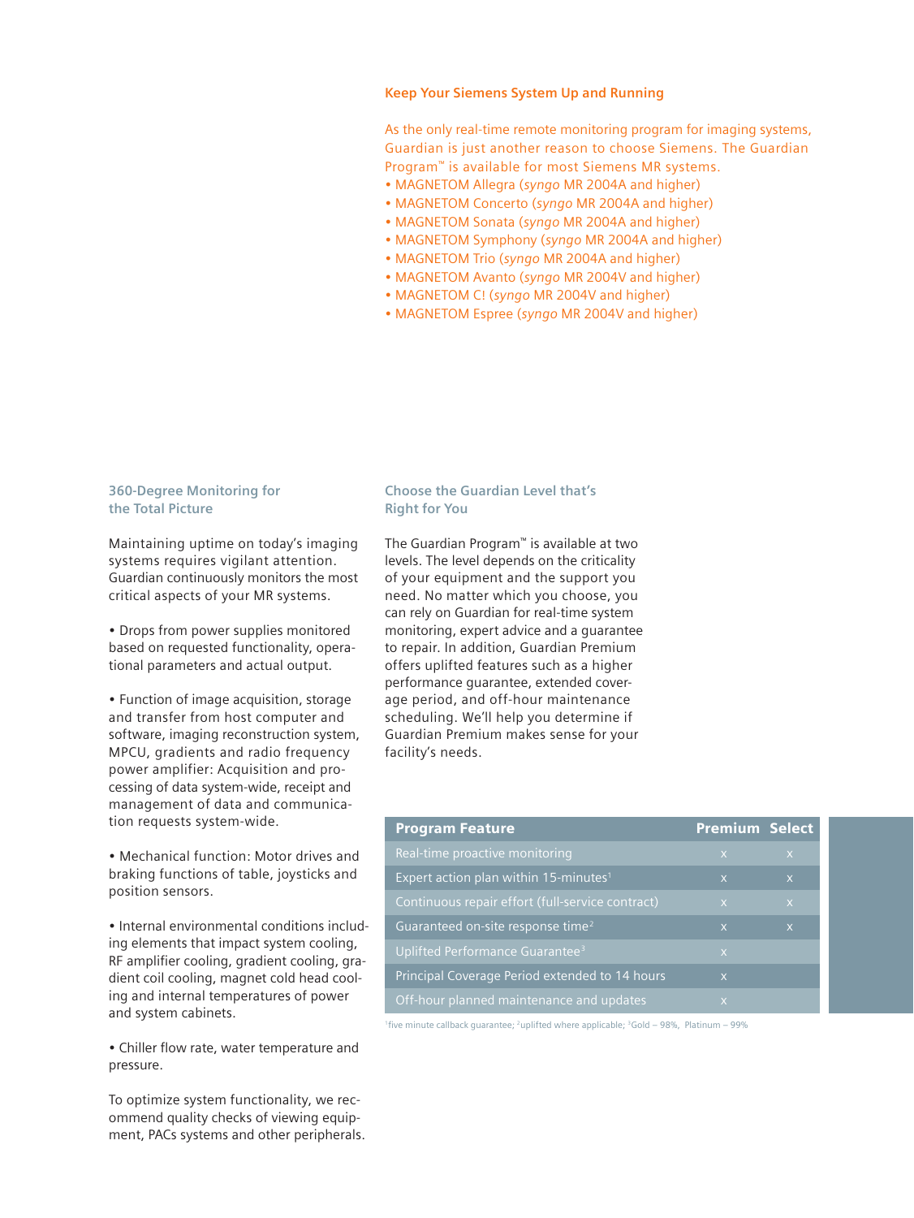## Keep Your Siemens System Up and Running

As the only real-time remote monitoring program for imaging systems, Guardian is just another reason to choose Siemens. The Guardian Program™ is available for most Siemens MR systems.

- MAGNETOM Allegra (*syngo* MR 2004A and higher)
- MAGNETOM Concerto (*syngo* MR 2004A and higher)
- MAGNETOM Sonata (*syngo* MR 2004A and higher)
- MAGNETOM Symphony (*syngo* MR 2004A and higher)
- MAGNETOM Trio (*syngo* MR 2004A and higher)
- MAGNETOM Avanto (*syngo* MR 2004V and higher)
- MAGNETOM C! (*syngo* MR 2004V and higher)
- MAGNETOM Espree (*syngo* MR 2004V and higher)

## 360-Degree Monitoring for the Total Picture

Maintaining uptime on today's imaging systems requires vigilant attention. Guardian continuously monitors the most critical aspects of your MR systems.

- Drops from power supplies monitored based on requested functionality, operational parameters and actual output.

- Function of image acquisition, storage and transfer from host computer and software, imaging reconstruction system, MPCU, gradients and radio frequency power amplifier: Acquisition and processing of data system-wide, receipt and management of data and communication requests system-wide.

- Mechanical function: Motor drives and braking functions of table, joysticks and position sensors.

- Internal environmental conditions including elements that impact system cooling, RF amplifier cooling, gradient cooling, gradient coil cooling, magnet cold head cooling and internal temperatures of power and system cabinets.

- Chiller flow rate, water temperature and pressure.

To optimize system functionality, we recommend quality checks of viewing equipment, PACs systems and other peripherals.

## Choose the Guardian Level that's Right for You

The Guardian Program™ is available at two levels. The level depends on the criticality of your equipment and the support you need. No matter which you choose, you can rely on Guardian for real-time system monitoring, expert advice and a guarantee to repair. In addition, Guardian Premium offers uplifted features such as a higher performance guarantee, extended coverage period, and off-hour maintenance scheduling. We'll help you determine if Guardian Premium makes sense for your facility's needs.

| Program Feature | Premium | Select |
|---|---|---|
| Real-time proactive monitoring | x | x |
| Expert action plan within 15-minutes[1] | x | x |
| Continuous repair effort (full-service contract) | x | x |
| Guaranteed on-site response time[2] | x | x |
| Uplifted Performance Guarantee[3] | x | |
| Principal Coverage Period extended to 14 hours | x | |
| Off-hour planned maintenance and updates | x | |

[1]five minute callback guarantee; [2]uplifted where applicable; [3]Gold – 98%, Platinum – 99%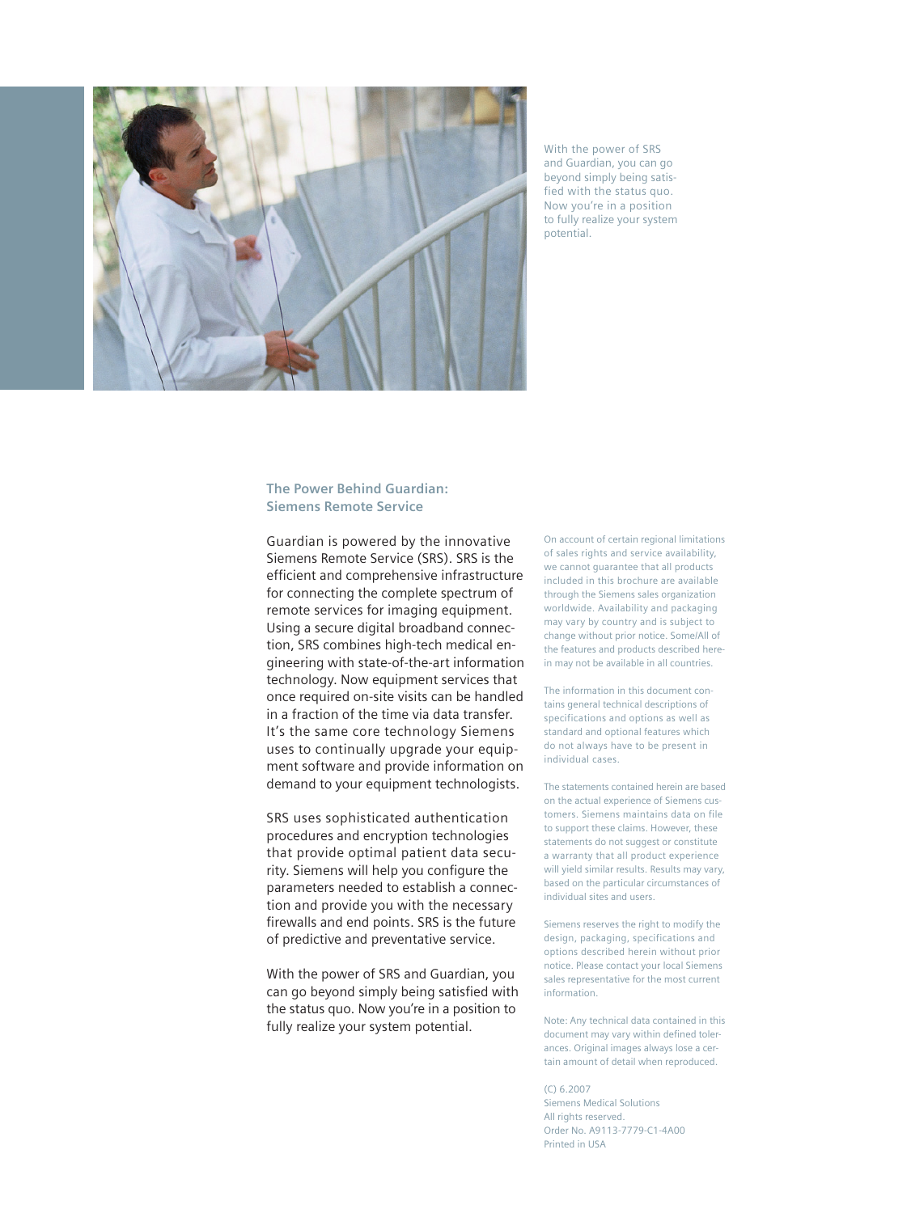With the power of SRS and Guardian, you can go beyond simply being satisfied with the status quo. Now you're in a position to fully realize your system potential.

## The Power Behind Guardian: Siemens Remote Service

Guardian is powered by the innovative Siemens Remote Service (SRS). SRS is the efficient and comprehensive infrastructure for connecting the complete spectrum of remote services for imaging equipment. Using a secure digital broadband connection, SRS combines high-tech medical engineering with state-of-the-art information technology. Now equipment services that once required on-site visits can be handled in a fraction of the time via data transfer. It's the same core technology Siemens uses to continually upgrade your equipment software and provide information on demand to your equipment technologists.

SRS uses sophisticated authentication procedures and encryption technologies that provide optimal patient data security. Siemens will help you configure the parameters needed to establish a connection and provide you with the necessary firewalls and end points. SRS is the future of predictive and preventative service.

With the power of SRS and Guardian, you can go beyond simply being satisfied with the status quo. Now you're in a position to fully realize your system potential.

On account of certain regional limitations of sales rights and service availability, we cannot guarantee that all products included in this brochure are available through the Siemens sales organization worldwide. Availability and packaging may vary by country and is subject to change without prior notice. Some/All of the features and products described herein may not be available in all countries.

The information in this document contains general technical descriptions of specifications and options as well as standard and optional features which do not always have to be present in individual cases.

The statements contained herein are based on the actual experience of Siemens customers. Siemens maintains data on file to support these claims. However, these statements do not suggest or constitute a warranty that all product experience will yield similar results. Results may vary, based on the particular circumstances of individual sites and users.

Siemens reserves the right to modify the design, packaging, specifications and options described herein without prior notice. Please contact your local Siemens sales representative for the most current information.

Note: Any technical data contained in this document may vary within defined tolerances. Original images always lose a certain amount of detail when reproduced.

(C) 6.2007
Siemens Medical Solutions
All rights reserved.
Order No. A9113-7779-C1-4A00
Printed in USA